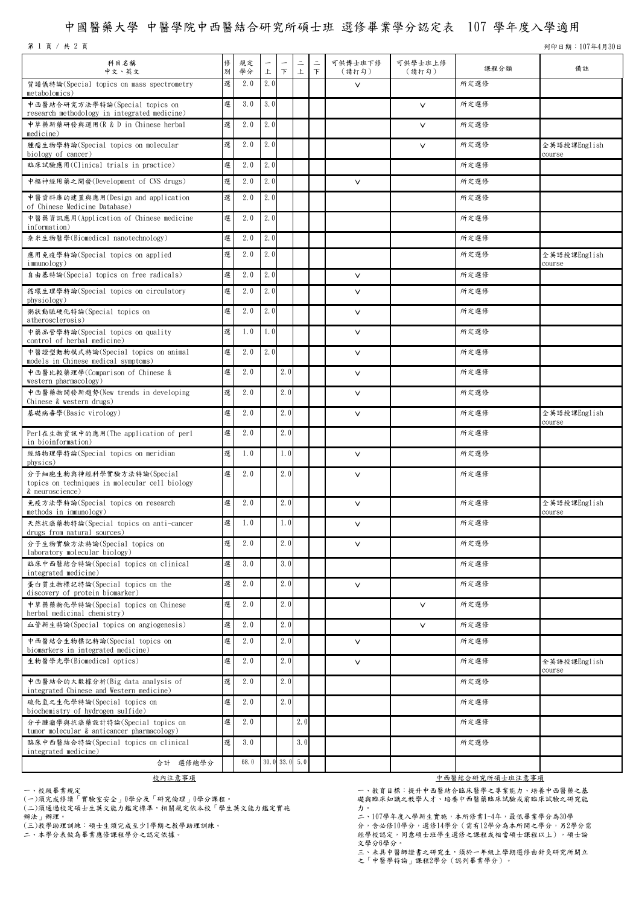# 中國醫藥大學 中醫學院中西醫結合研究所碩士班 選修畢業學分認定表 107 學年度入學適用

列印日期：107年4月30日

| 科目名稱<br>中文、英文 | 修別 | 規定學分 | 一上 | 一下 | 二上 | 二下 | 可供博士班下修(請打勾) | 可供學士班上修(請打勾) | 課程分類 | 備註 |
|---|---|---|---|---|---|---|---|---|---|---|
| 質譜儀特論(Special topics on mass spectrometry metabolomics) | 選 | 2.0 | 2.0 | | | | V | | 所定選修 | |
| 中西醫結合研究方法學特論(Special topics on research methodology in integrated medicine) | 選 | 3.0 | 3.0 | | | | | V | 所定選修 | |
| 中草藥新藥研發與運用(R & D in Chinese herbal medicine) | 選 | 2.0 | 2.0 | | | | | V | 所定選修 | |
| 腫瘤生物學特論(Special topics on molecular biology of cancer) | 選 | 2.0 | 2.0 | | | | | V | 所定選修 | 全英語授課English course |
| 臨床試驗應用(Clinical trials in practice) | 選 | 2.0 | 2.0 | | | | | | 所定選修 | |
| 中樞神經用藥之開發(Development of CNS drugs) | 選 | 2.0 | 2.0 | | | | V | | 所定選修 | |
| 中醫資料庫的建置與應用(Design and application of Chinese Medicine Database) | 選 | 2.0 | 2.0 | | | | | | 所定選修 | |
| 中醫藥資訊應用(Application of Chinese medicine information) | 選 | 2.0 | 2.0 | | | | | | 所定選修 | |
| 奈米生物醫學(Biomedical nanotechnology) | 選 | 2.0 | 2.0 | | | | | | 所定選修 | |
| 應用免疫學特論(Special topics on applied immunology) | 選 | 2.0 | 2.0 | | | | | | 所定選修 | 全英語授課English course |
| 自由基特論(Special topics on free radicals) | 選 | 2.0 | 2.0 | | | | V | | 所定選修 | |
| 循環生理學特論(Special topics on circulatory physiology) | 選 | 2.0 | 2.0 | | | | V | | 所定選修 | |
| 粥狀動脈硬化特論(Special topics on atherosclerosis) | 選 | 2.0 | 2.0 | | | | V | | 所定選修 | |
| 中藥品管學特論(Special topics on quality control of herbal medicine) | 選 | 1.0 | 1.0 | | | | V | | 所定選修 | |
| 中醫證型動物模式特論(Special topics on animal models in Chinese medical symptoms) | 選 | 2.0 | 2.0 | | | | V | | 所定選修 | |
| 中西醫比較藥理學(Comparison of Chinese & western pharmacology) | 選 | 2.0 | | 2.0 | | | V | | 所定選修 | |
| 中西醫藥物開發新趨勢(New trends in developing Chinese & western drugs) | 選 | 2.0 | | 2.0 | | | V | | 所定選修 | |
| 基礎病毒學(Basic virology) | 選 | 2.0 | | 2.0 | | | V | | 所定選修 | 全英語授課English course |
| Perl在生物資訊中的應用(The application of perl in bioinformation) | 選 | 2.0 | | 2.0 | | | | | 所定選修 | |
| 經絡物理學特論(Special topics on meridian physics) | 選 | 1.0 | | 1.0 | | | V | | 所定選修 | |
| 分子細胞生物與神經科學實驗方法特論(Special topics on techniques in molecular cell biology & neuroscience) | 選 | 2.0 | | 2.0 | | | V | | 所定選修 | |
| 免疫方法學特論(Special topics on research methods in immunology) | 選 | 2.0 | | 2.0 | | | V | | 所定選修 | 全英語授課English course |
| 天然抗癌藥物特論(Special topics on anti-cancer drugs from natural sources) | 選 | 1.0 | | 1.0 | | | V | | 所定選修 | |
| 分子生物實驗方法特論(Special topics on laboratory molecular biology) | 選 | 2.0 | | 2.0 | | | V | | 所定選修 | |
| 臨床中西醫結合特論(Special topics on clinical integrated medicine) | 選 | 3.0 | | 3.0 | | | | | 所定選修 | |
| 蛋白質生物標記特論(Special topics on the discovery of protein biomarker) | 選 | 2.0 | | 2.0 | | | V | | 所定選修 | |
| 中草藥藥物化學特論(Special topics on Chinese herbal medicinal chemistry) | 選 | 2.0 | | 2.0 | | | | V | 所定選修 | |
| 血管新生特論(Special topics on angiogenesis) | 選 | 2.0 | | 2.0 | | | | V | 所定選修 | |
| 中西醫結合生物標記特論(Special topics on biomarkers in integrated medicine) | 選 | 2.0 | | 2.0 | | | V | | 所定選修 | |
| 生物醫學光學(Biomedical optics) | 選 | 2.0 | | 2.0 | | | V | | 所定選修 | 全英語授課English course |
| 中西醫結合的大數據分析(Big data analysis of integrated Chinese and Western medicine) | 選 | 2.0 | | 2.0 | | | | | 所定選修 | |
| 硫化氫之生化學特論(Special topics on biochemistry of hydrogen sulfide) | 選 | 2.0 | | 2.0 | | | | | 所定選修 | |
| 分子腫瘤學與抗癌藥設計特論(Special topics on tumor molecular & anticancer pharmacology) | 選 | 2.0 | | | 2.0 | | | | 所定選修 | |
| 臨床中西醫結合特論(Special topics on clinical integrated medicine) | 選 | 3.0 | | | 3.0 | | | | 所定選修 | |
| 合計　選修總學分 | | 68.0 | 30.0 | 33.0 | 5.0 | | | | | |

## 校內注意事項

一、校級畢業規定

(一)須完成修讀「實驗室安全」0學分及「研究倫理」0學分課程。

(二)須通過校定碩士生英文能力鑑定標準，相關規定依本校「學生英文能力鑑定實施辦法」辦理。

(三)教學助理訓練：碩士生須完成至少1學期之教學助理訓練。

二、本學分表做為畢業應修課程學分之認定依據。

## 中西醫結合研究所碩士班注意事項

一、教育目標：提升中西醫結合臨床醫學之專業能力、培養中西醫藥之基礎與臨床知識之教學人才、培養中西醫藥臨床試驗或前臨床試驗之研究能力。

二、107學年度入學新生實施，本所修業1-4年，最低畢業學分為30學分，含必修10學分，選修14學分（需有12學分為本所開之學分，另2學分需經學校認定，同意碩士班學生選修之課程或相當碩士課程以上），碩士論文學分6學分。

三、未具中醫師證書之研究生，須於一年級上學期選修由針灸研究所開立之「中醫學特論」課程2學分（認列畢業學分）。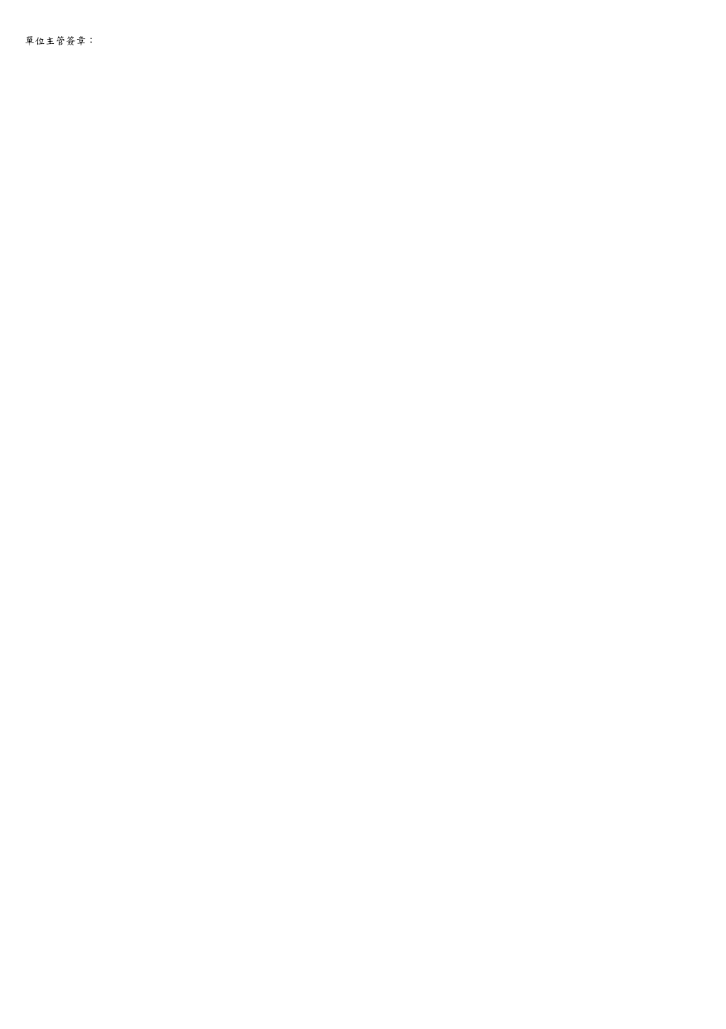單位主管簽章：